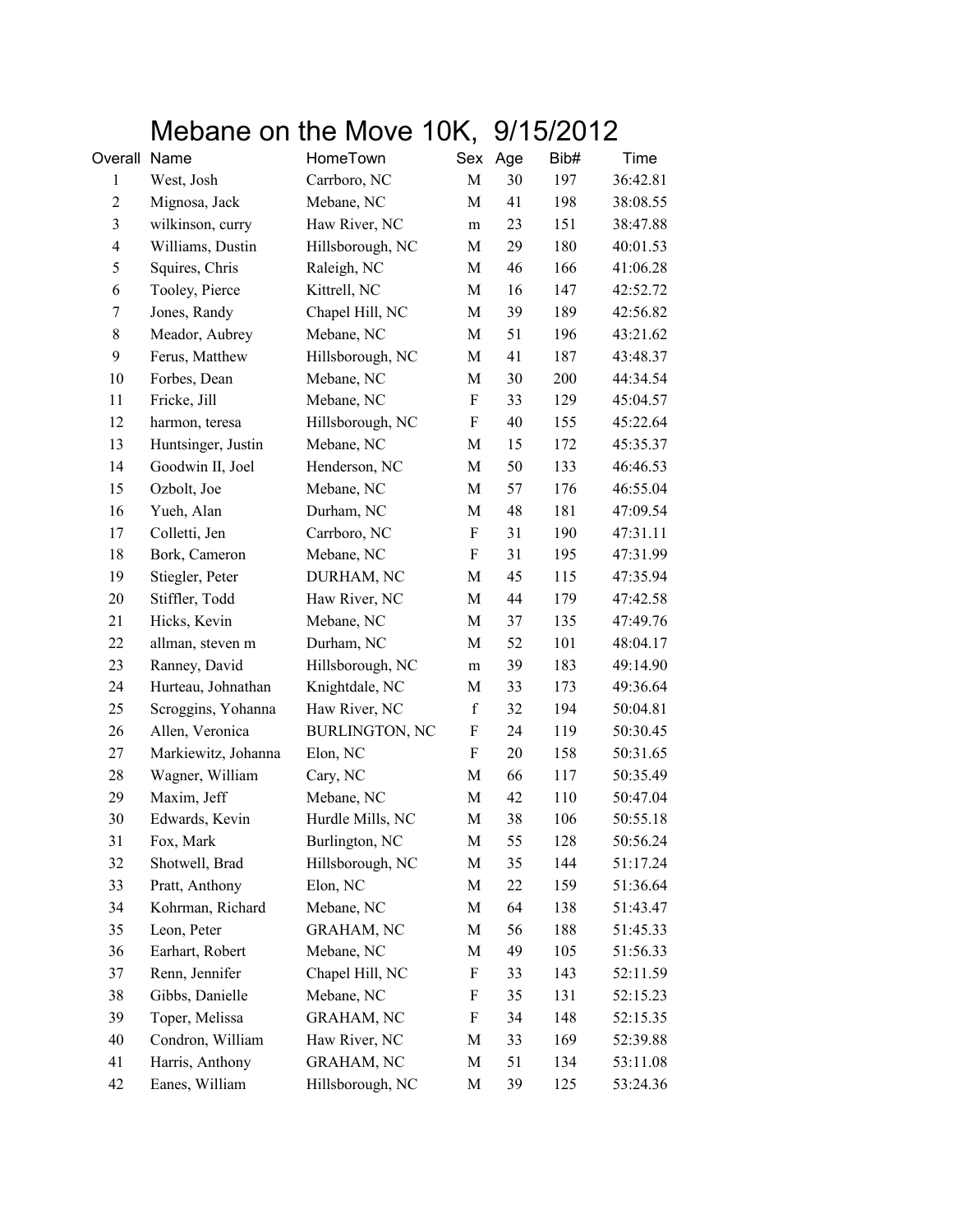# Mebane on the Move 10K, 9/15/2012

| Overall | Name | HomeTown | Sex | Age | Bib# | Time |
|---|---|---|---|---|---|---|
| 1 | West, Josh | Carrboro, NC | M | 30 | 197 | 36:42.81 |
| 2 | Mignosa, Jack | Mebane, NC | M | 41 | 198 | 38:08.55 |
| 3 | wilkinson, curry | Haw River, NC | m | 23 | 151 | 38:47.88 |
| 4 | Williams, Dustin | Hillsborough, NC | M | 29 | 180 | 40:01.53 |
| 5 | Squires, Chris | Raleigh, NC | M | 46 | 166 | 41:06.28 |
| 6 | Tooley, Pierce | Kittrell, NC | M | 16 | 147 | 42:52.72 |
| 7 | Jones, Randy | Chapel Hill, NC | M | 39 | 189 | 42:56.82 |
| 8 | Meador, Aubrey | Mebane, NC | M | 51 | 196 | 43:21.62 |
| 9 | Ferus, Matthew | Hillsborough, NC | M | 41 | 187 | 43:48.37 |
| 10 | Forbes, Dean | Mebane, NC | M | 30 | 200 | 44:34.54 |
| 11 | Fricke, Jill | Mebane, NC | F | 33 | 129 | 45:04.57 |
| 12 | harmon, teresa | Hillsborough, NC | F | 40 | 155 | 45:22.64 |
| 13 | Huntsinger, Justin | Mebane, NC | M | 15 | 172 | 45:35.37 |
| 14 | Goodwin II, Joel | Henderson, NC | M | 50 | 133 | 46:46.53 |
| 15 | Ozbolt, Joe | Mebane, NC | M | 57 | 176 | 46:55.04 |
| 16 | Yueh, Alan | Durham, NC | M | 48 | 181 | 47:09.54 |
| 17 | Colletti, Jen | Carrboro, NC | F | 31 | 190 | 47:31.11 |
| 18 | Bork, Cameron | Mebane, NC | F | 31 | 195 | 47:31.99 |
| 19 | Stiegler, Peter | DURHAM, NC | M | 45 | 115 | 47:35.94 |
| 20 | Stiffler, Todd | Haw River, NC | M | 44 | 179 | 47:42.58 |
| 21 | Hicks, Kevin | Mebane, NC | M | 37 | 135 | 47:49.76 |
| 22 | allman, steven m | Durham, NC | M | 52 | 101 | 48:04.17 |
| 23 | Ranney, David | Hillsborough, NC | m | 39 | 183 | 49:14.90 |
| 24 | Hurteau, Johnathan | Knightdale, NC | M | 33 | 173 | 49:36.64 |
| 25 | Scroggins, Yohanna | Haw River, NC | f | 32 | 194 | 50:04.81 |
| 26 | Allen, Veronica | BURLINGTON, NC | F | 24 | 119 | 50:30.45 |
| 27 | Markiewitz, Johanna | Elon, NC | F | 20 | 158 | 50:31.65 |
| 28 | Wagner, William | Cary, NC | M | 66 | 117 | 50:35.49 |
| 29 | Maxim, Jeff | Mebane, NC | M | 42 | 110 | 50:47.04 |
| 30 | Edwards, Kevin | Hurdle Mills, NC | M | 38 | 106 | 50:55.18 |
| 31 | Fox, Mark | Burlington, NC | M | 55 | 128 | 50:56.24 |
| 32 | Shotwell, Brad | Hillsborough, NC | M | 35 | 144 | 51:17.24 |
| 33 | Pratt, Anthony | Elon, NC | M | 22 | 159 | 51:36.64 |
| 34 | Kohrman, Richard | Mebane, NC | M | 64 | 138 | 51:43.47 |
| 35 | Leon, Peter | GRAHAM, NC | M | 56 | 188 | 51:45.33 |
| 36 | Earhart, Robert | Mebane, NC | M | 49 | 105 | 51:56.33 |
| 37 | Renn, Jennifer | Chapel Hill, NC | F | 33 | 143 | 52:11.59 |
| 38 | Gibbs, Danielle | Mebane, NC | F | 35 | 131 | 52:15.23 |
| 39 | Toper, Melissa | GRAHAM, NC | F | 34 | 148 | 52:15.35 |
| 40 | Condron, William | Haw River, NC | M | 33 | 169 | 52:39.88 |
| 41 | Harris, Anthony | GRAHAM, NC | M | 51 | 134 | 53:11.08 |
| 42 | Eanes, William | Hillsborough, NC | M | 39 | 125 | 53:24.36 |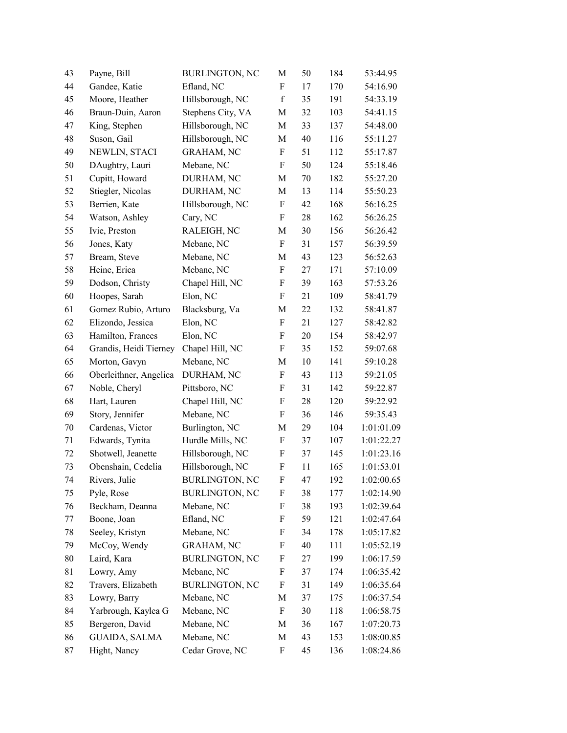| | | | | | | |
|---|---|---|---|---|---|---|
| 43 | Payne, Bill | BURLINGTON, NC | M | 50 | 184 | 53:44.95 |
| 44 | Gandee, Katie | Efland, NC | F | 17 | 170 | 54:16.90 |
| 45 | Moore, Heather | Hillsborough, NC | f | 35 | 191 | 54:33.19 |
| 46 | Braun-Duin, Aaron | Stephens City, VA | M | 32 | 103 | 54:41.15 |
| 47 | King, Stephen | Hillsborough, NC | M | 33 | 137 | 54:48.00 |
| 48 | Suson, Gail | Hillsborough, NC | M | 40 | 116 | 55:11.27 |
| 49 | NEWLIN, STACI | GRAHAM, NC | F | 51 | 112 | 55:17.87 |
| 50 | DAughtry, Lauri | Mebane, NC | F | 50 | 124 | 55:18.46 |
| 51 | Cupitt, Howard | DURHAM, NC | M | 70 | 182 | 55:27.20 |
| 52 | Stiegler, Nicolas | DURHAM, NC | M | 13 | 114 | 55:50.23 |
| 53 | Berrien, Kate | Hillsborough, NC | F | 42 | 168 | 56:16.25 |
| 54 | Watson, Ashley | Cary, NC | F | 28 | 162 | 56:26.25 |
| 55 | Ivie, Preston | RALEIGH, NC | M | 30 | 156 | 56:26.42 |
| 56 | Jones, Katy | Mebane, NC | F | 31 | 157 | 56:39.59 |
| 57 | Bream, Steve | Mebane, NC | M | 43 | 123 | 56:52.63 |
| 58 | Heine, Erica | Mebane, NC | F | 27 | 171 | 57:10.09 |
| 59 | Dodson, Christy | Chapel Hill, NC | F | 39 | 163 | 57:53.26 |
| 60 | Hoopes, Sarah | Elon, NC | F | 21 | 109 | 58:41.79 |
| 61 | Gomez Rubio, Arturo | Blacksburg, Va | M | 22 | 132 | 58:41.87 |
| 62 | Elizondo, Jessica | Elon, NC | F | 21 | 127 | 58:42.82 |
| 63 | Hamilton, Frances | Elon, NC | F | 20 | 154 | 58:42.97 |
| 64 | Grandis, Heidi Tierney | Chapel Hill, NC | F | 35 | 152 | 59:07.68 |
| 65 | Morton, Gavyn | Mebane, NC | M | 10 | 141 | 59:10.28 |
| 66 | Oberleithner, Angelica | DURHAM, NC | F | 43 | 113 | 59:21.05 |
| 67 | Noble, Cheryl | Pittsboro, NC | F | 31 | 142 | 59:22.87 |
| 68 | Hart, Lauren | Chapel Hill, NC | F | 28 | 120 | 59:22.92 |
| 69 | Story, Jennifer | Mebane, NC | F | 36 | 146 | 59:35.43 |
| 70 | Cardenas, Victor | Burlington, NC | M | 29 | 104 | 1:01:01.09 |
| 71 | Edwards, Tynita | Hurdle Mills, NC | F | 37 | 107 | 1:01:22.27 |
| 72 | Shotwell, Jeanette | Hillsborough, NC | F | 37 | 145 | 1:01:23.16 |
| 73 | Obenshain, Cedelia | Hillsborough, NC | F | 11 | 165 | 1:01:53.01 |
| 74 | Rivers, Julie | BURLINGTON, NC | F | 47 | 192 | 1:02:00.65 |
| 75 | Pyle, Rose | BURLINGTON, NC | F | 38 | 177 | 1:02:14.90 |
| 76 | Beckham, Deanna | Mebane, NC | F | 38 | 193 | 1:02:39.64 |
| 77 | Boone, Joan | Efland, NC | F | 59 | 121 | 1:02:47.64 |
| 78 | Seeley, Kristyn | Mebane, NC | F | 34 | 178 | 1:05:17.82 |
| 79 | McCoy, Wendy | GRAHAM, NC | F | 40 | 111 | 1:05:52.19 |
| 80 | Laird, Kara | BURLINGTON, NC | F | 27 | 199 | 1:06:17.59 |
| 81 | Lowry, Amy | Mebane, NC | F | 37 | 174 | 1:06:35.42 |
| 82 | Travers, Elizabeth | BURLINGTON, NC | F | 31 | 149 | 1:06:35.64 |
| 83 | Lowry, Barry | Mebane, NC | M | 37 | 175 | 1:06:37.54 |
| 84 | Yarbrough, Kaylea G | Mebane, NC | F | 30 | 118 | 1:06:58.75 |
| 85 | Bergeron, David | Mebane, NC | M | 36 | 167 | 1:07:20.73 |
| 86 | GUAIDA, SALMA | Mebane, NC | M | 43 | 153 | 1:08:00.85 |
| 87 | Hight, Nancy | Cedar Grove, NC | F | 45 | 136 | 1:08:24.86 |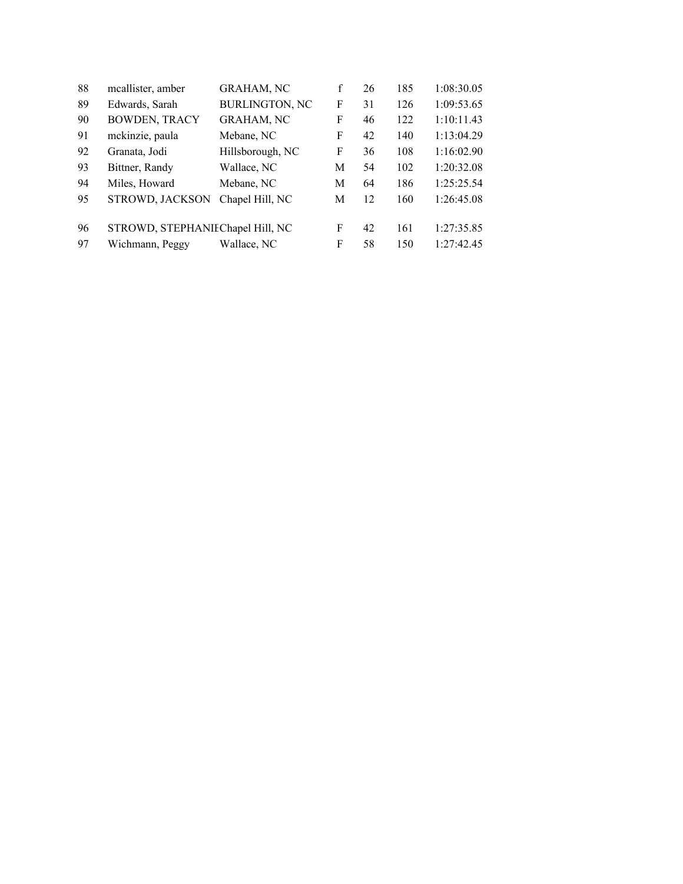| | | | | | | |
|---|---|---|---|---|---|---|
| 88 | mcallister, amber | GRAHAM, NC | f | 26 | 185 | 1:08:30.05 |
| 89 | Edwards, Sarah | BURLINGTON, NC | F | 31 | 126 | 1:09:53.65 |
| 90 | BOWDEN, TRACY | GRAHAM, NC | F | 46 | 122 | 1:10:11.43 |
| 91 | mckinzie, paula | Mebane, NC | F | 42 | 140 | 1:13:04.29 |
| 92 | Granata, Jodi | Hillsborough, NC | F | 36 | 108 | 1:16:02.90 |
| 93 | Bittner, Randy | Wallace, NC | M | 54 | 102 | 1:20:32.08 |
| 94 | Miles, Howard | Mebane, NC | M | 64 | 186 | 1:25:25.54 |
| 95 | STROWD, JACKSON | Chapel Hill, NC | M | 12 | 160 | 1:26:45.08 |
| 96 | STROWD, STEPHANIE | Chapel Hill, NC | F | 42 | 161 | 1:27:35.85 |
| 97 | Wichmann, Peggy | Wallace, NC | F | 58 | 150 | 1:27:42.45 |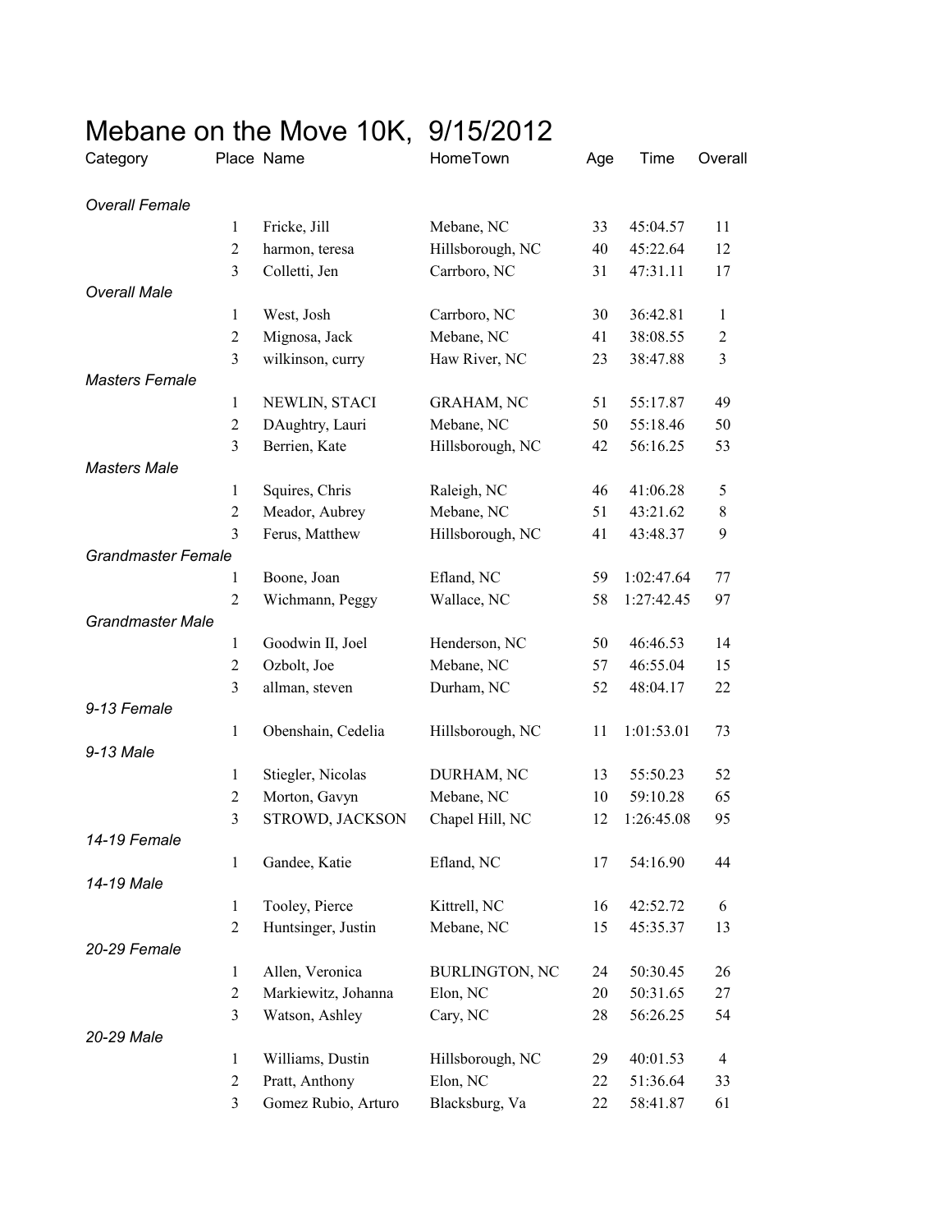# Mebane on the Move 10K, 9/15/2012

| Category | Place | Name | HomeTown | Age | Time | Overall |
|---|---|---|---|---|---|---|
| *Overall Female* | | | | | | |
| | 1 | Fricke, Jill | Mebane, NC | 33 | 45:04.57 | 11 |
| | 2 | harmon, teresa | Hillsborough, NC | 40 | 45:22.64 | 12 |
| | 3 | Colletti, Jen | Carrboro, NC | 31 | 47:31.11 | 17 |
| *Overall Male* | | | | | | |
| | 1 | West, Josh | Carrboro, NC | 30 | 36:42.81 | 1 |
| | 2 | Mignosa, Jack | Mebane, NC | 41 | 38:08.55 | 2 |
| | 3 | wilkinson, curry | Haw River, NC | 23 | 38:47.88 | 3 |
| *Masters Female* | | | | | | |
| | 1 | NEWLIN, STACI | GRAHAM, NC | 51 | 55:17.87 | 49 |
| | 2 | DAughtry, Lauri | Mebane, NC | 50 | 55:18.46 | 50 |
| | 3 | Berrien, Kate | Hillsborough, NC | 42 | 56:16.25 | 53 |
| *Masters Male* | | | | | | |
| | 1 | Squires, Chris | Raleigh, NC | 46 | 41:06.28 | 5 |
| | 2 | Meador, Aubrey | Mebane, NC | 51 | 43:21.62 | 8 |
| | 3 | Ferus, Matthew | Hillsborough, NC | 41 | 43:48.37 | 9 |
| *Grandmaster Female* | | | | | | |
| | 1 | Boone, Joan | Efland, NC | 59 | 1:02:47.64 | 77 |
| | 2 | Wichmann, Peggy | Wallace, NC | 58 | 1:27:42.45 | 97 |
| *Grandmaster Male* | | | | | | |
| | 1 | Goodwin II, Joel | Henderson, NC | 50 | 46:46.53 | 14 |
| | 2 | Ozbolt, Joe | Mebane, NC | 57 | 46:55.04 | 15 |
| | 3 | allman, steven | Durham, NC | 52 | 48:04.17 | 22 |
| *9-13 Female* | | | | | | |
| | 1 | Obenshain, Cedelia | Hillsborough, NC | 11 | 1:01:53.01 | 73 |
| *9-13 Male* | | | | | | |
| | 1 | Stiegler, Nicolas | DURHAM, NC | 13 | 55:50.23 | 52 |
| | 2 | Morton, Gavyn | Mebane, NC | 10 | 59:10.28 | 65 |
| | 3 | STROWD, JACKSON | Chapel Hill, NC | 12 | 1:26:45.08 | 95 |
| *14-19 Female* | | | | | | |
| | 1 | Gandee, Katie | Efland, NC | 17 | 54:16.90 | 44 |
| *14-19 Male* | | | | | | |
| | 1 | Tooley, Pierce | Kittrell, NC | 16 | 42:52.72 | 6 |
| | 2 | Huntsinger, Justin | Mebane, NC | 15 | 45:35.37 | 13 |
| *20-29 Female* | | | | | | |
| | 1 | Allen, Veronica | BURLINGTON, NC | 24 | 50:30.45 | 26 |
| | 2 | Markiewitz, Johanna | Elon, NC | 20 | 50:31.65 | 27 |
| | 3 | Watson, Ashley | Cary, NC | 28 | 56:26.25 | 54 |
| *20-29 Male* | | | | | | |
| | 1 | Williams, Dustin | Hillsborough, NC | 29 | 40:01.53 | 4 |
| | 2 | Pratt, Anthony | Elon, NC | 22 | 51:36.64 | 33 |
| | 3 | Gomez Rubio, Arturo | Blacksburg, Va | 22 | 58:41.87 | 61 |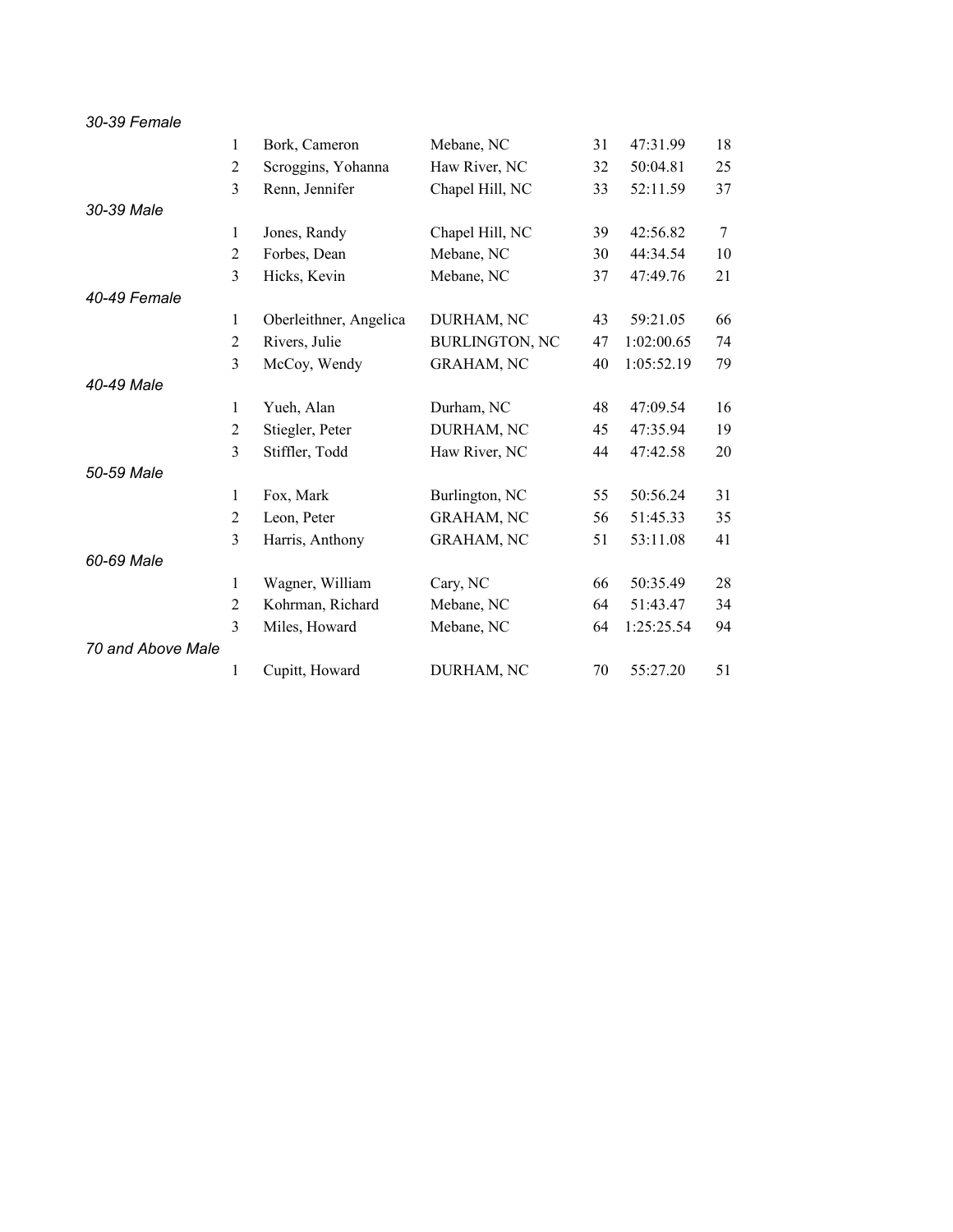| | | | | | | |
|---|---|---|---|---|---|---|
| *30-39 Female* | | | | | | |
| | 1 | Bork, Cameron | Mebane, NC | 31 | 47:31.99 | 18 |
| | 2 | Scroggins, Yohanna | Haw River, NC | 32 | 50:04.81 | 25 |
| | 3 | Renn, Jennifer | Chapel Hill, NC | 33 | 52:11.59 | 37 |
| *30-39 Male* | | | | | | |
| | 1 | Jones, Randy | Chapel Hill, NC | 39 | 42:56.82 | 7 |
| | 2 | Forbes, Dean | Mebane, NC | 30 | 44:34.54 | 10 |
| | 3 | Hicks, Kevin | Mebane, NC | 37 | 47:49.76 | 21 |
| *40-49 Female* | | | | | | |
| | 1 | Oberleithner, Angelica | DURHAM, NC | 43 | 59:21.05 | 66 |
| | 2 | Rivers, Julie | BURLINGTON, NC | 47 | 1:02:00.65 | 74 |
| | 3 | McCoy, Wendy | GRAHAM, NC | 40 | 1:05:52.19 | 79 |
| *40-49 Male* | | | | | | |
| | 1 | Yueh, Alan | Durham, NC | 48 | 47:09.54 | 16 |
| | 2 | Stiegler, Peter | DURHAM, NC | 45 | 47:35.94 | 19 |
| | 3 | Stiffler, Todd | Haw River, NC | 44 | 47:42.58 | 20 |
| *50-59 Male* | | | | | | |
| | 1 | Fox, Mark | Burlington, NC | 55 | 50:56.24 | 31 |
| | 2 | Leon, Peter | GRAHAM, NC | 56 | 51:45.33 | 35 |
| | 3 | Harris, Anthony | GRAHAM, NC | 51 | 53:11.08 | 41 |
| *60-69 Male* | | | | | | |
| | 1 | Wagner, William | Cary, NC | 66 | 50:35.49 | 28 |
| | 2 | Kohrman, Richard | Mebane, NC | 64 | 51:43.47 | 34 |
| | 3 | Miles, Howard | Mebane, NC | 64 | 1:25:25.54 | 94 |
| *70 and Above Male* | | | | | | |
| | 1 | Cupitt, Howard | DURHAM, NC | 70 | 55:27.20 | 51 |